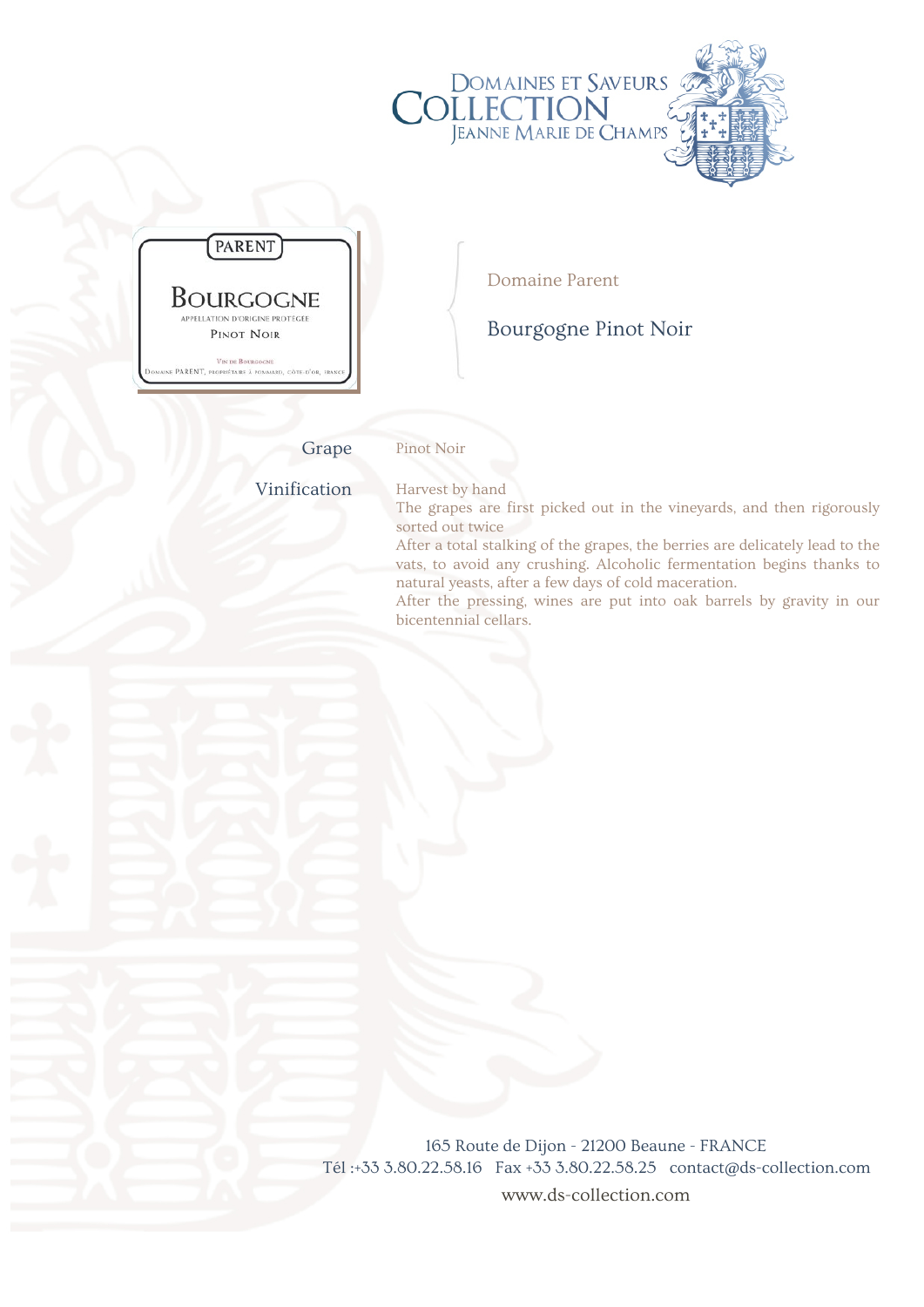DOMAINES ET SAVEURS
COLLECTION
JEANNE MARIE DE CHAMPS

PARENT

BOURGOGNE
APPELLATION D'ORIGINE PROTÉGÉE
PINOT NOIR

VIN DE BOURGOGNE
DOMAINE PARENT, PROPRIÉTAIRE À POMMARD, CÔTE-D'OR, FRANCE

## Domaine Parent

# Bourgogne Pinot Noir

**Grape**

Pinot Noir

**Vinification**

Harvest by hand

The grapes are first picked out in the vineyards, and then rigorously sorted out twice

After a total stalking of the grapes, the berries are delicately lead to the vats, to avoid any crushing. Alcoholic fermentation begins thanks to natural yeasts, after a few days of cold maceration.

After the pressing, wines are put into oak barrels by gravity in our bicentennial cellars.

165 Route de Dijon - 21200 Beaune - FRANCE
Tél :+33 3.80.22.58.16 Fax +33 3.80.22.58.25 contact@ds-collection.com
www.ds-collection.com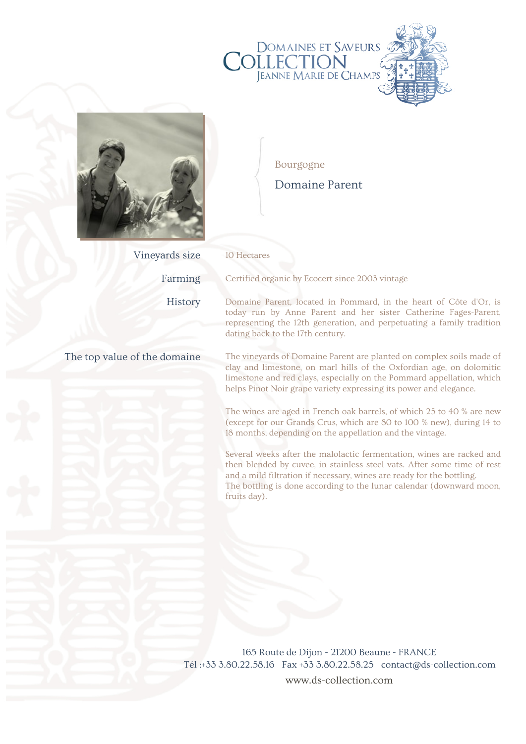Domaines et Saveurs
Collection
Jeanne Marie de Champs

Bourgogne

## Domaine Parent

**Vineyards size**

10 Hectares

**Farming**

Certified organic by Ecocert since 2003 vintage

**History**

Domaine Parent, located in Pommard, in the heart of Côte d'Or, is today run by Anne Parent and her sister Catherine Fages-Parent, representing the 12th generation, and perpetuating a family tradition dating back to the 17th century.

**The top value of the domaine**

The vineyards of Domaine Parent are planted on complex soils made of clay and limestone, on marl hills of the Oxfordian age, on dolomitic limestone and red clays, especially on the Pommard appellation, which helps Pinot Noir grape variety expressing its power and elegance.

The wines are aged in French oak barrels, of which 25 to 40 % are new (except for our Grands Crus, which are 80 to 100 % new), during 14 to 18 months, depending on the appellation and the vintage.

Several weeks after the malolactic fermentation, wines are racked and then blended by cuvee, in stainless steel vats. After some time of rest and a mild filtration if necessary, wines are ready for the bottling.
The bottling is done according to the lunar calendar (downward moon, fruits day).

165 Route de Dijon - 21200 Beaune - FRANCE
Tél :+33 3.80.22.58.16 Fax +33 3.80.22.58.25 contact@ds-collection.com
www.ds-collection.com